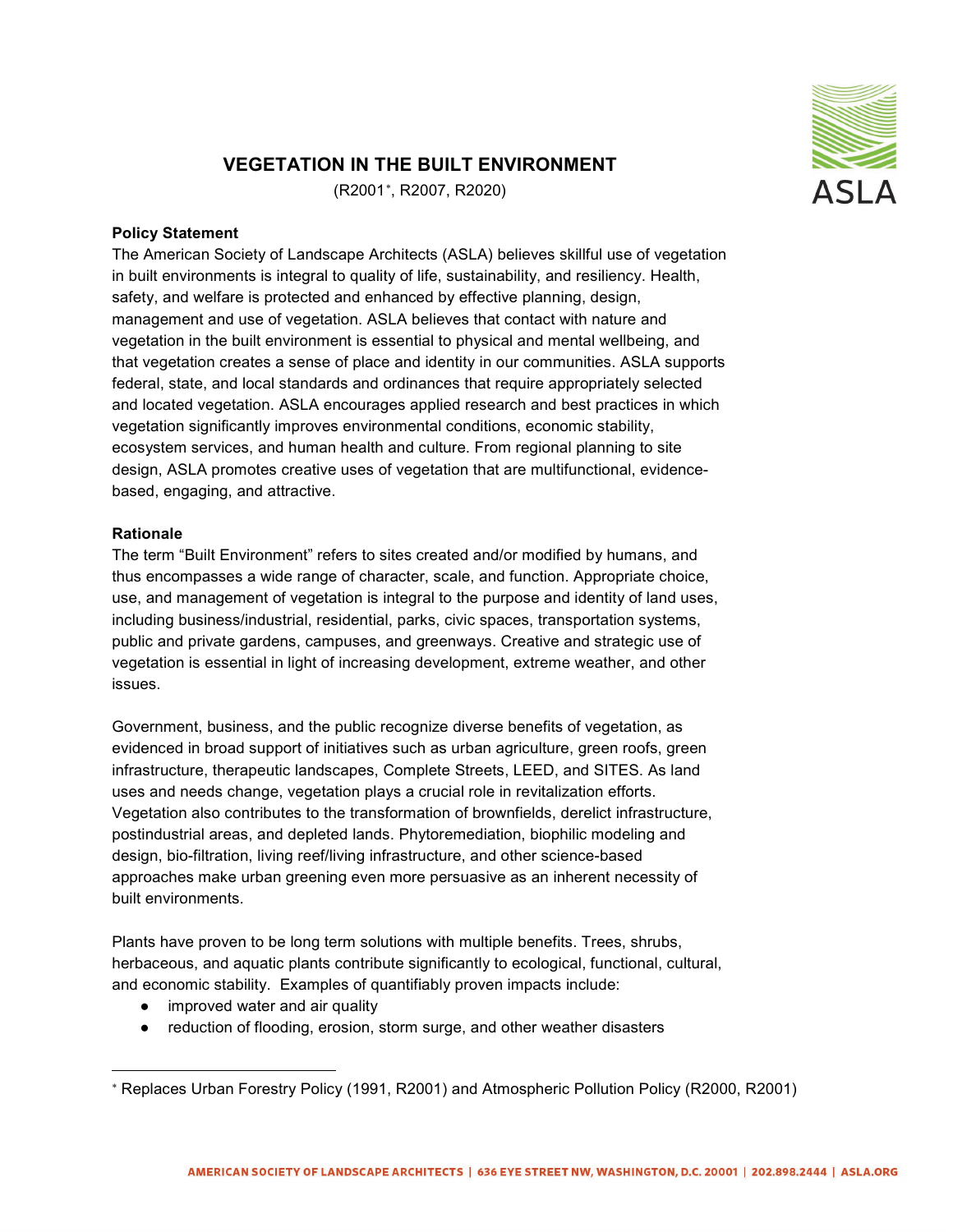# VEGETATION IN THE BUILT ENVIRONMENT

(R2001[*], R2007, R2020)

**Policy Statement**

The American Society of Landscape Architects (ASLA) believes skillful use of vegetation in built environments is integral to quality of life, sustainability, and resiliency. Health, safety, and welfare is protected and enhanced by effective planning, design, management and use of vegetation. ASLA believes that contact with nature and vegetation in the built environment is essential to physical and mental wellbeing, and that vegetation creates a sense of place and identity in our communities. ASLA supports federal, state, and local standards and ordinances that require appropriately selected and located vegetation. ASLA encourages applied research and best practices in which vegetation significantly improves environmental conditions, economic stability, ecosystem services, and human health and culture. From regional planning to site design, ASLA promotes creative uses of vegetation that are multifunctional, evidence-based, engaging, and attractive.

**Rationale**

The term "Built Environment" refers to sites created and/or modified by humans, and thus encompasses a wide range of character, scale, and function. Appropriate choice, use, and management of vegetation is integral to the purpose and identity of land uses, including business/industrial, residential, parks, civic spaces, transportation systems, public and private gardens, campuses, and greenways. Creative and strategic use of vegetation is essential in light of increasing development, extreme weather, and other issues.

Government, business, and the public recognize diverse benefits of vegetation, as evidenced in broad support of initiatives such as urban agriculture, green roofs, green infrastructure, therapeutic landscapes, Complete Streets, LEED, and SITES. As land uses and needs change, vegetation plays a crucial role in revitalization efforts. Vegetation also contributes to the transformation of brownfields, derelict infrastructure, postindustrial areas, and depleted lands. Phytoremediation, biophilic modeling and design, bio-filtration, living reef/living infrastructure, and other science-based approaches make urban greening even more persuasive as an inherent necessity of built environments.

Plants have proven to be long term solutions with multiple benefits. Trees, shrubs, herbaceous, and aquatic plants contribute significantly to ecological, functional, cultural, and economic stability. Examples of quantifiably proven impacts include:

- improved water and air quality
- reduction of flooding, erosion, storm surge, and other weather disasters

---

[*] Replaces Urban Forestry Policy (1991, R2001) and Atmospheric Pollution Policy (R2000, R2001)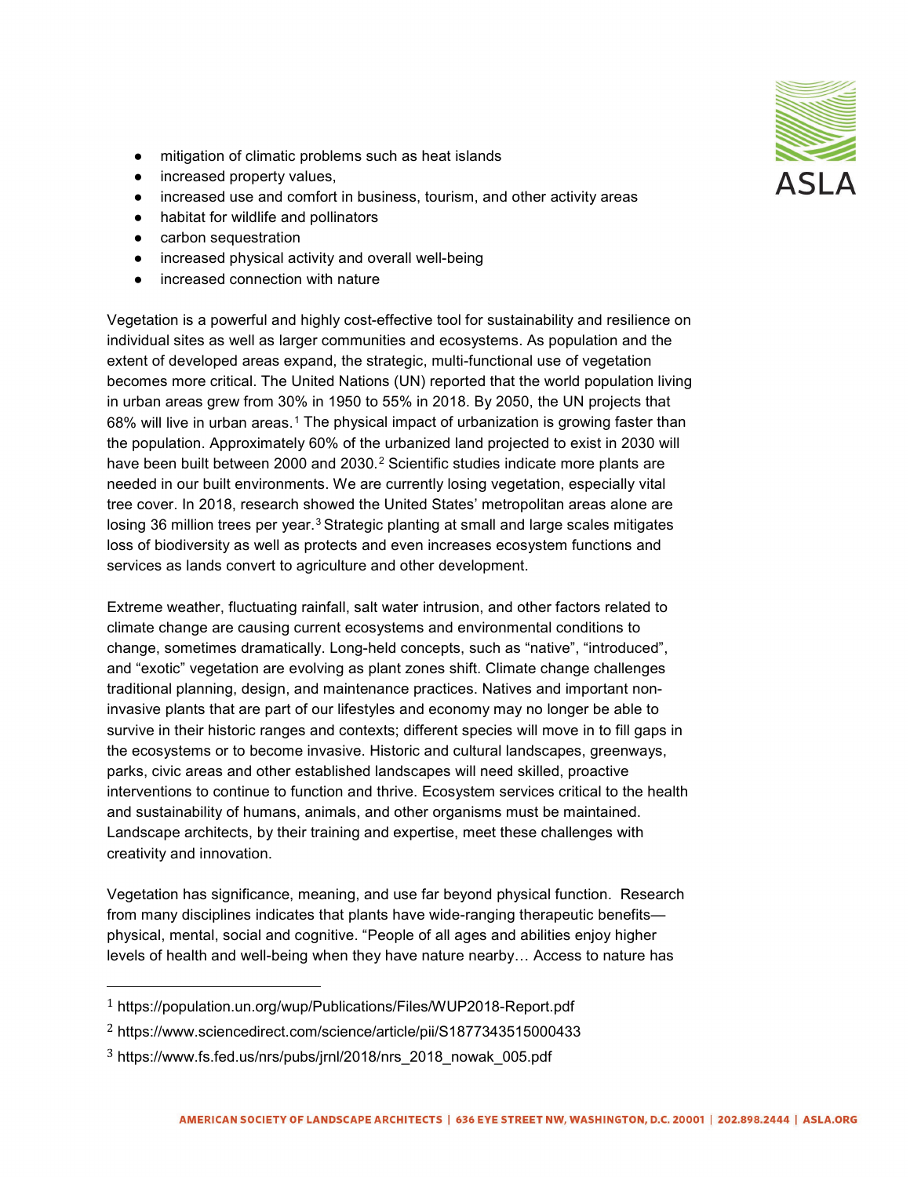- mitigation of climatic problems such as heat islands
- increased property values,
- increased use and comfort in business, tourism, and other activity areas
- habitat for wildlife and pollinators
- carbon sequestration
- increased physical activity and overall well-being
- increased connection with nature

Vegetation is a powerful and highly cost-effective tool for sustainability and resilience on individual sites as well as larger communities and ecosystems. As population and the extent of developed areas expand, the strategic, multi-functional use of vegetation becomes more critical. The United Nations (UN) reported that the world population living in urban areas grew from 30% in 1950 to 55% in 2018. By 2050, the UN projects that 68% will live in urban areas.[1] The physical impact of urbanization is growing faster than the population. Approximately 60% of the urbanized land projected to exist in 2030 will have been built between 2000 and 2030.[2] Scientific studies indicate more plants are needed in our built environments. We are currently losing vegetation, especially vital tree cover. In 2018, research showed the United States' metropolitan areas alone are losing 36 million trees per year.[3] Strategic planting at small and large scales mitigates loss of biodiversity as well as protects and even increases ecosystem functions and services as lands convert to agriculture and other development.

Extreme weather, fluctuating rainfall, salt water intrusion, and other factors related to climate change are causing current ecosystems and environmental conditions to change, sometimes dramatically. Long-held concepts, such as "native", "introduced", and "exotic" vegetation are evolving as plant zones shift. Climate change challenges traditional planning, design, and maintenance practices. Natives and important non-invasive plants that are part of our lifestyles and economy may no longer be able to survive in their historic ranges and contexts; different species will move in to fill gaps in the ecosystems or to become invasive. Historic and cultural landscapes, greenways, parks, civic areas and other established landscapes will need skilled, proactive interventions to continue to function and thrive. Ecosystem services critical to the health and sustainability of humans, animals, and other organisms must be maintained. Landscape architects, by their training and expertise, meet these challenges with creativity and innovation.

Vegetation has significance, meaning, and use far beyond physical function. Research from many disciplines indicates that plants have wide-ranging therapeutic benefits—physical, mental, social and cognitive. "People of all ages and abilities enjoy higher levels of health and well-being when they have nature nearby… Access to nature has

---

[1] https://population.un.org/wup/Publications/Files/WUP2018-Report.pdf

[2] https://www.sciencedirect.com/science/article/pii/S1877343515000433

[3] https://www.fs.fed.us/nrs/pubs/jrnl/2018/nrs_2018_nowak_005.pdf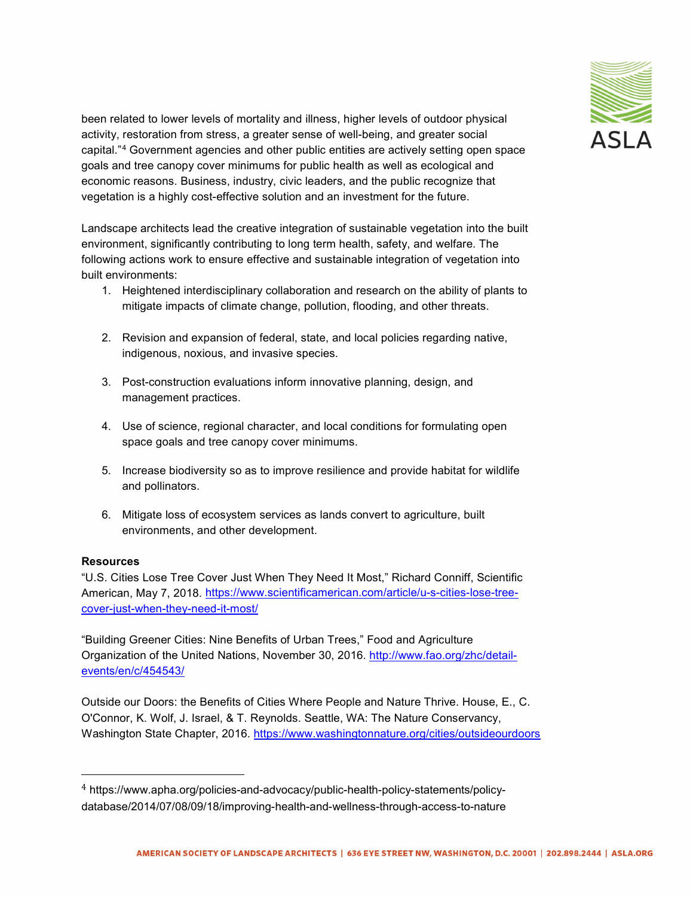been related to lower levels of mortality and illness, higher levels of outdoor physical activity, restoration from stress, a greater sense of well-being, and greater social capital."[4] Government agencies and other public entities are actively setting open space goals and tree canopy cover minimums for public health as well as ecological and economic reasons. Business, industry, civic leaders, and the public recognize that vegetation is a highly cost-effective solution and an investment for the future.

Landscape architects lead the creative integration of sustainable vegetation into the built environment, significantly contributing to long term health, safety, and welfare. The following actions work to ensure effective and sustainable integration of vegetation into built environments:

1. Heightened interdisciplinary collaboration and research on the ability of plants to mitigate impacts of climate change, pollution, flooding, and other threats.

2. Revision and expansion of federal, state, and local policies regarding native, indigenous, noxious, and invasive species.

3. Post-construction evaluations inform innovative planning, design, and management practices.

4. Use of science, regional character, and local conditions for formulating open space goals and tree canopy cover minimums.

5. Increase biodiversity so as to improve resilience and provide habitat for wildlife and pollinators.

6. Mitigate loss of ecosystem services as lands convert to agriculture, built environments, and other development.

**Resources**

"U.S. Cities Lose Tree Cover Just When They Need It Most," Richard Conniff, Scientific American, May 7, 2018. https://www.scientificamerican.com/article/u-s-cities-lose-tree-cover-just-when-they-need-it-most/

"Building Greener Cities: Nine Benefits of Urban Trees," Food and Agriculture Organization of the United Nations, November 30, 2016. http://www.fao.org/zhc/detail-events/en/c/454543/

Outside our Doors: the Benefits of Cities Where People and Nature Thrive. House, E., C. O'Connor, K. Wolf, J. Israel, & T. Reynolds. Seattle, WA: The Nature Conservancy, Washington State Chapter, 2016. https://www.washingtonnature.org/cities/outsideourdoors

---

[4] https://www.apha.org/policies-and-advocacy/public-health-policy-statements/policy-database/2014/07/08/09/18/improving-health-and-wellness-through-access-to-nature